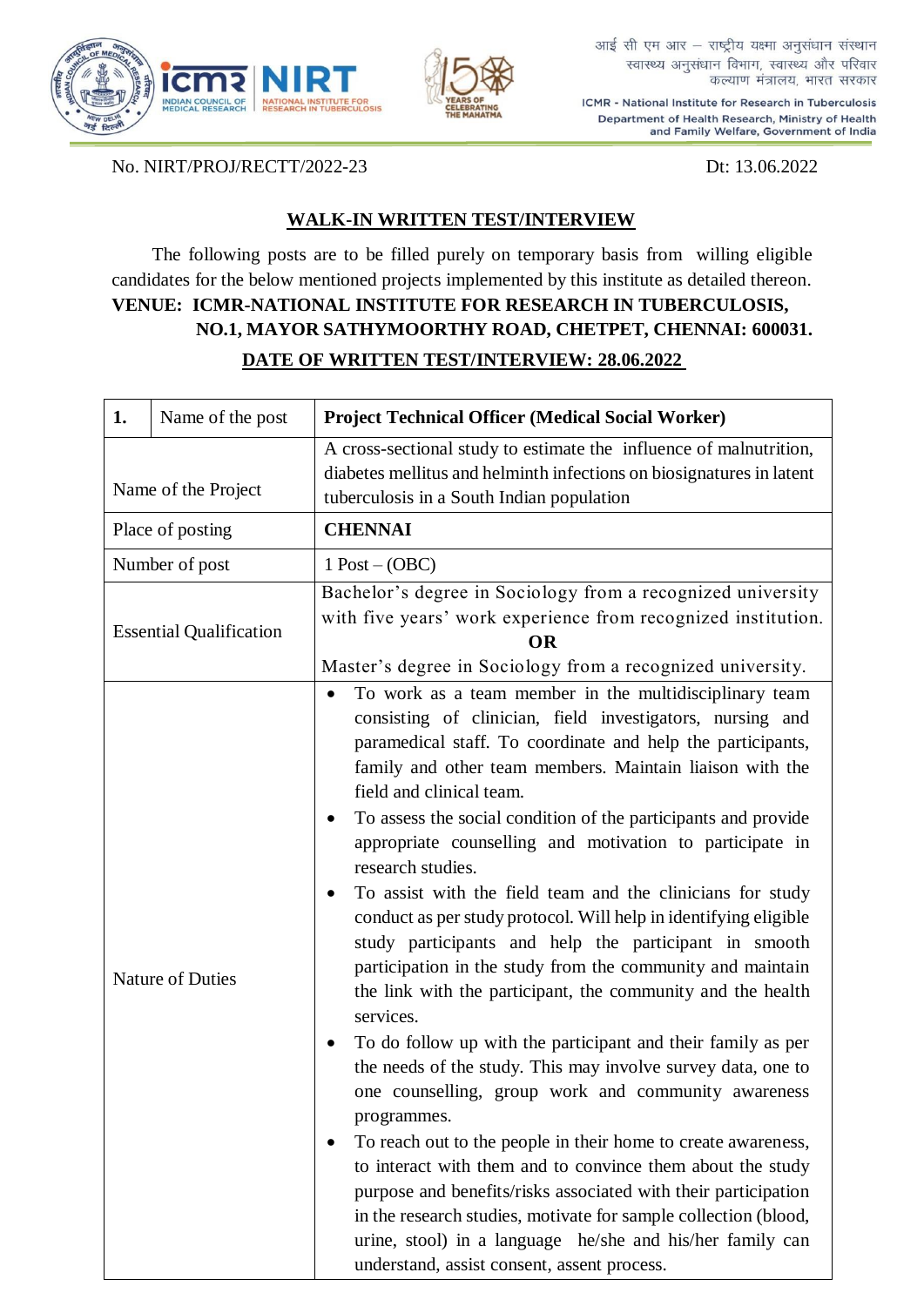आई सी एम आर – राष्ट्रीय यक्ष्मा अनुसंधान संस्थान
स्वास्थ्य अनुसंधान विभाग, स्वास्थ्य और परिवार कल्याण मंत्रालय, भारत सरकार

ICMR - National Institute for Research in Tuberculosis
Department of Health Research, Ministry of Health and Family Welfare, Government of India

No. NIRT/PROJ/RECTT/2022-23 Dt: 13.06.2022

## WALK-IN WRITTEN TEST/INTERVIEW

The following posts are to be filled purely on temporary basis from willing eligible candidates for the below mentioned projects implemented by this institute as detailed thereon.

**VENUE: ICMR-NATIONAL INSTITUTE FOR RESEARCH IN TUBERCULOSIS, NO.1, MAYOR SATHYMOORTHY ROAD, CHETPET, CHENNAI: 600031.**

**DATE OF WRITTEN TEST/INTERVIEW: 28.06.2022**

| 1. Name of the post | **Project Technical Officer (Medical Social Worker)** |
|---|---|
| Name of the Project | A cross-sectional study to estimate the influence of malnutrition, diabetes mellitus and helminth infections on biosignatures in latent tuberculosis in a South Indian population |
| Place of posting | **CHENNAI** |
| Number of post | 1 Post – (OBC) |
| Essential Qualification | Bachelor's degree in Sociology from a recognized university with five years' work experience from recognized institution. **OR** Master's degree in Sociology from a recognized university. |
| Nature of Duties | • To work as a team member in the multidisciplinary team consisting of clinician, field investigators, nursing and paramedical staff. To coordinate and help the participants, family and other team members. Maintain liaison with the field and clinical team.<br>• To assess the social condition of the participants and provide appropriate counselling and motivation to participate in research studies.<br>• To assist with the field team and the clinicians for study conduct as per study protocol. Will help in identifying eligible study participants and help the participant in smooth participation in the study from the community and maintain the link with the participant, the community and the health services.<br>• To do follow up with the participant and their family as per the needs of the study. This may involve survey data, one to one counselling, group work and community awareness programmes.<br>• To reach out to the people in their home to create awareness, to interact with them and to convince them about the study purpose and benefits/risks associated with their participation in the research studies, motivate for sample collection (blood, urine, stool) in a language he/she and his/her family can understand, assist consent, assent process. |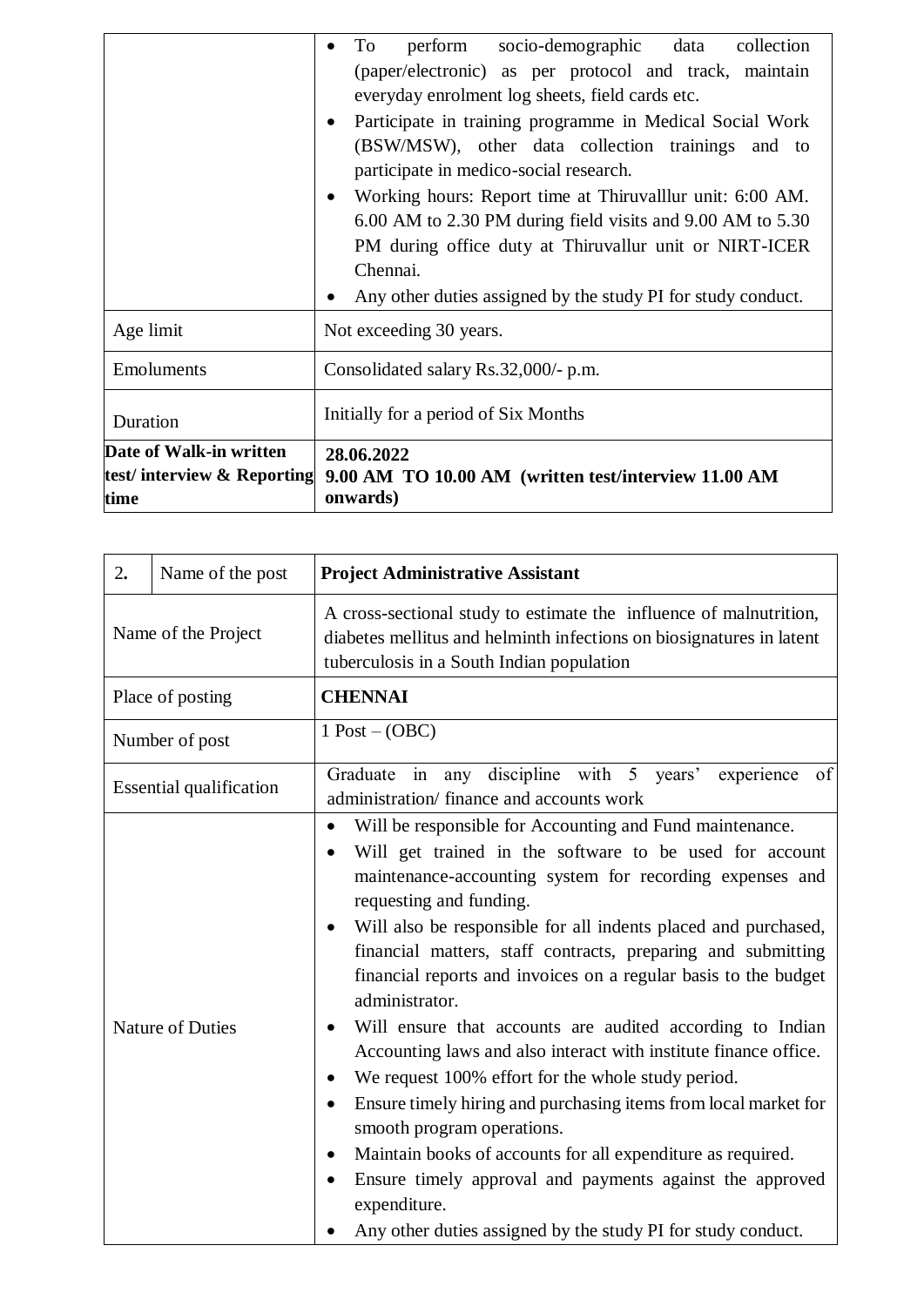| | |
|---|---|
| | • To perform socio-demographic data collection (paper/electronic) as per protocol and track, maintain everyday enrolment log sheets, field cards etc.<br>• Participate in training programme in Medical Social Work (BSW/MSW), other data collection trainings and to participate in medico-social research.<br>• Working hours: Report time at Thiruvalllur unit: 6:00 AM. 6.00 AM to 2.30 PM during field visits and 9.00 AM to 5.30 PM during office duty at Thiruvallur unit or NIRT-ICER Chennai.<br>• Any other duties assigned by the study PI for study conduct. |
| Age limit | Not exceeding 30 years. |
| Emoluments | Consolidated salary Rs.32,000/- p.m. |
| Duration | Initially for a period of Six Months |
| **Date of Walk-in written test/ interview & Reporting time** | **28.06.2022**<br>**9.00 AM TO 10.00 AM (written test/interview 11.00 AM onwards)** |

| **2.** Name of the post | **Project Administrative Assistant** |
|---|---|
| Name of the Project | A cross-sectional study to estimate the influence of malnutrition, diabetes mellitus and helminth infections on biosignatures in latent tuberculosis in a South Indian population |
| Place of posting | **CHENNAI** |
| Number of post | 1 Post – (OBC) |
| Essential qualification | Graduate in any discipline with 5 years' experience of administration/ finance and accounts work |
| Nature of Duties | • Will be responsible for Accounting and Fund maintenance.<br>• Will get trained in the software to be used for account maintenance-accounting system for recording expenses and requesting and funding.<br>• Will also be responsible for all indents placed and purchased, financial matters, staff contracts, preparing and submitting financial reports and invoices on a regular basis to the budget administrator.<br>• Will ensure that accounts are audited according to Indian Accounting laws and also interact with institute finance office.<br>• We request 100% effort for the whole study period.<br>• Ensure timely hiring and purchasing items from local market for smooth program operations.<br>• Maintain books of accounts for all expenditure as required.<br>• Ensure timely approval and payments against the approved expenditure.<br>• Any other duties assigned by the study PI for study conduct. |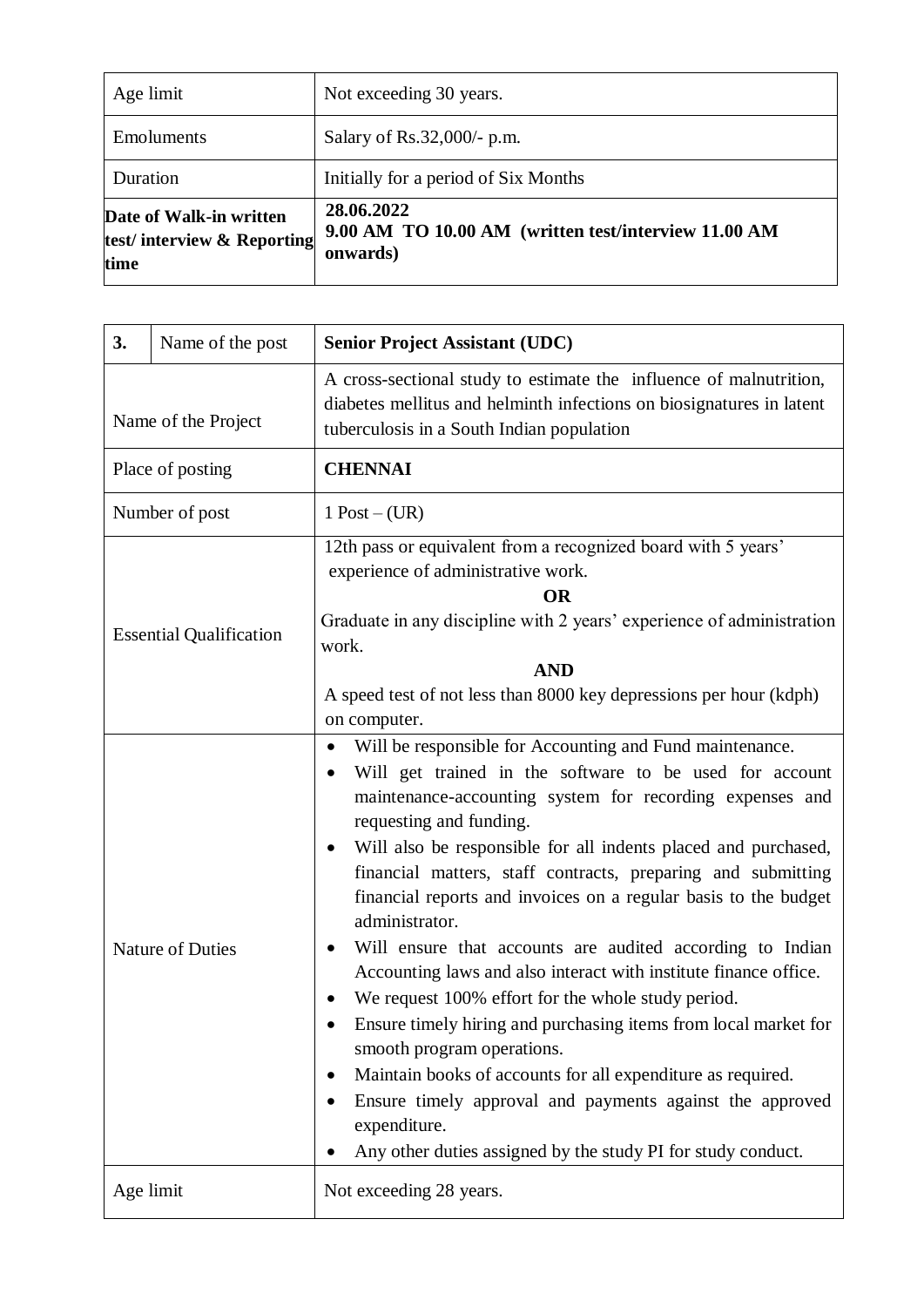| | |
|---|---|
| Age limit | Not exceeding 30 years. |
| Emoluments | Salary of Rs.32,000/- p.m. |
| Duration | Initially for a period of Six Months |
| **Date of Walk-in written test/ interview & Reporting time** | **28.06.2022**<br>**9.00 AM TO 10.00 AM (written test/interview 11.00 AM onwards)** |

| **3.** | Name of the post | **Senior Project Assistant (UDC)** |
|---|---|---|
| Name of the Project | | A cross-sectional study to estimate the influence of malnutrition, diabetes mellitus and helminth infections on biosignatures in latent tuberculosis in a South Indian population |
| Place of posting | | **CHENNAI** |
| Number of post | | 1 Post – (UR) |
| Essential Qualification | | 12th pass or equivalent from a recognized board with 5 years' experience of administrative work.<br>**OR**<br>Graduate in any discipline with 2 years' experience of administration work.<br>**AND**<br>A speed test of not less than 8000 key depressions per hour (kdph) on computer. |
| Nature of Duties | | • Will be responsible for Accounting and Fund maintenance.<br>• Will get trained in the software to be used for account maintenance-accounting system for recording expenses and requesting and funding.<br>• Will also be responsible for all indents placed and purchased, financial matters, staff contracts, preparing and submitting financial reports and invoices on a regular basis to the budget administrator.<br>• Will ensure that accounts are audited according to Indian Accounting laws and also interact with institute finance office.<br>• We request 100% effort for the whole study period.<br>• Ensure timely hiring and purchasing items from local market for smooth program operations.<br>• Maintain books of accounts for all expenditure as required.<br>• Ensure timely approval and payments against the approved expenditure.<br>• Any other duties assigned by the study PI for study conduct. |
| Age limit | | Not exceeding 28 years. |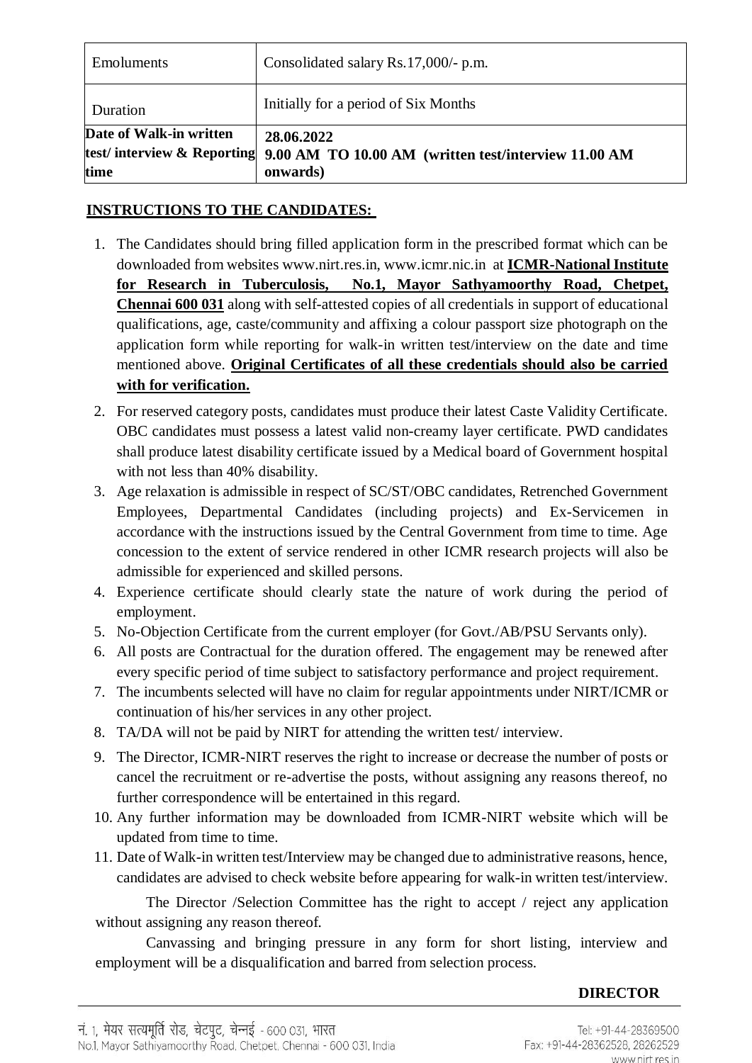| | |
|---|---|
| Emoluments | Consolidated salary Rs.17,000/- p.m. |
| Duration | Initially for a period of Six Months |
| **Date of Walk-in written test/ interview & Reporting time** | **28.06.2022**<br>**9.00 AM TO 10.00 AM (written test/interview 11.00 AM onwards)** |

**INSTRUCTIONS TO THE CANDIDATES:**

1. The Candidates should bring filled application form in the prescribed format which can be downloaded from websites www.nirt.res.in, www.icmr.nic.in at **ICMR-National Institute for Research in Tuberculosis, No.1, Mayor Sathyamoorthy Road, Chetpet, Chennai 600 031** along with self-attested copies of all credentials in support of educational qualifications, age, caste/community and affixing a colour passport size photograph on the application form while reporting for walk-in written test/interview on the date and time mentioned above. **Original Certificates of all these credentials should also be carried with for verification.**
2. For reserved category posts, candidates must produce their latest Caste Validity Certificate. OBC candidates must possess a latest valid non-creamy layer certificate. PWD candidates shall produce latest disability certificate issued by a Medical board of Government hospital with not less than 40% disability.
3. Age relaxation is admissible in respect of SC/ST/OBC candidates, Retrenched Government Employees, Departmental Candidates (including projects) and Ex-Servicemen in accordance with the instructions issued by the Central Government from time to time. Age concession to the extent of service rendered in other ICMR research projects will also be admissible for experienced and skilled persons.
4. Experience certificate should clearly state the nature of work during the period of employment.
5. No-Objection Certificate from the current employer (for Govt./AB/PSU Servants only).
6. All posts are Contractual for the duration offered. The engagement may be renewed after every specific period of time subject to satisfactory performance and project requirement.
7. The incumbents selected will have no claim for regular appointments under NIRT/ICMR or continuation of his/her services in any other project.
8. TA/DA will not be paid by NIRT for attending the written test/ interview.
9. The Director, ICMR-NIRT reserves the right to increase or decrease the number of posts or cancel the recruitment or re-advertise the posts, without assigning any reasons thereof, no further correspondence will be entertained in this regard.
10. Any further information may be downloaded from ICMR-NIRT website which will be updated from time to time.
11. Date of Walk-in written test/Interview may be changed due to administrative reasons, hence, candidates are advised to check website before appearing for walk-in written test/interview.

The Director /Selection Committee has the right to accept / reject any application without assigning any reason thereof.

Canvassing and bringing pressure in any form for short listing, interview and employment will be a disqualification and barred from selection process.

**DIRECTOR**

नं. 1, मेयर सत्यमूर्ति रोड, चेटपुट, चेन्नई - 600 031, भारत
No.1, Mayor Sathiyamoorthy Road, Chetpet, Chennai - 600 031, India

Tel: +91-44-28369500
Fax: +91-44-28362528, 28262529
www.nirt.res.in